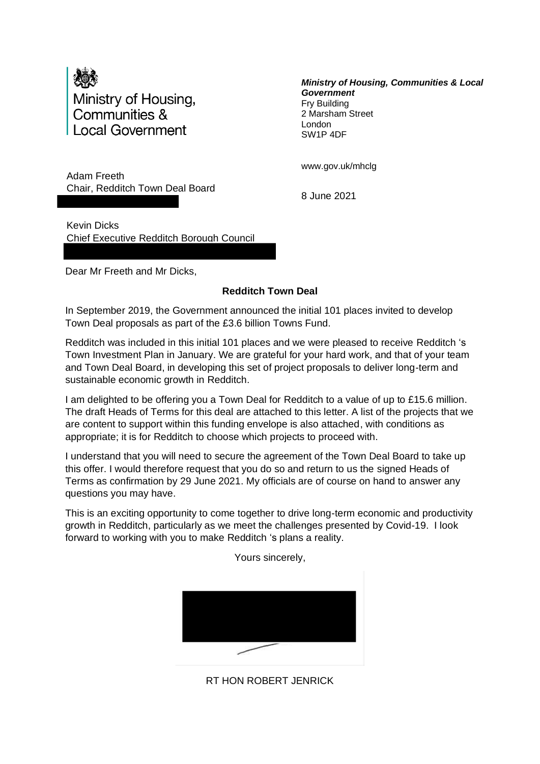Ministry of Housing, Communities & Local Government

***Ministry of Housing, Communities & Local Government***
Fry Building
2 Marsham Street
London
SW1P 4DF

www.gov.uk/mhclg

Adam Freeth
Chair, Redditch Town Deal Board

8 June 2021

Kevin Dicks
Chief Executive Redditch Borough Council

Dear Mr Freeth and Mr Dicks,

**Redditch Town Deal**

In September 2019, the Government announced the initial 101 places invited to develop Town Deal proposals as part of the £3.6 billion Towns Fund.

Redditch was included in this initial 101 places and we were pleased to receive Redditch 's Town Investment Plan in January. We are grateful for your hard work, and that of your team and Town Deal Board, in developing this set of project proposals to deliver long-term and sustainable economic growth in Redditch.

I am delighted to be offering you a Town Deal for Redditch to a value of up to £15.6 million. The draft Heads of Terms for this deal are attached to this letter. A list of the projects that we are content to support within this funding envelope is also attached, with conditions as appropriate; it is for Redditch to choose which projects to proceed with.

I understand that you will need to secure the agreement of the Town Deal Board to take up this offer. I would therefore request that you do so and return to us the signed Heads of Terms as confirmation by 29 June 2021. My officials are of course on hand to answer any questions you may have.

This is an exciting opportunity to come together to drive long-term economic and productivity growth in Redditch, particularly as we meet the challenges presented by Covid-19. I look forward to working with you to make Redditch 's plans a reality.

Yours sincerely,

RT HON ROBERT JENRICK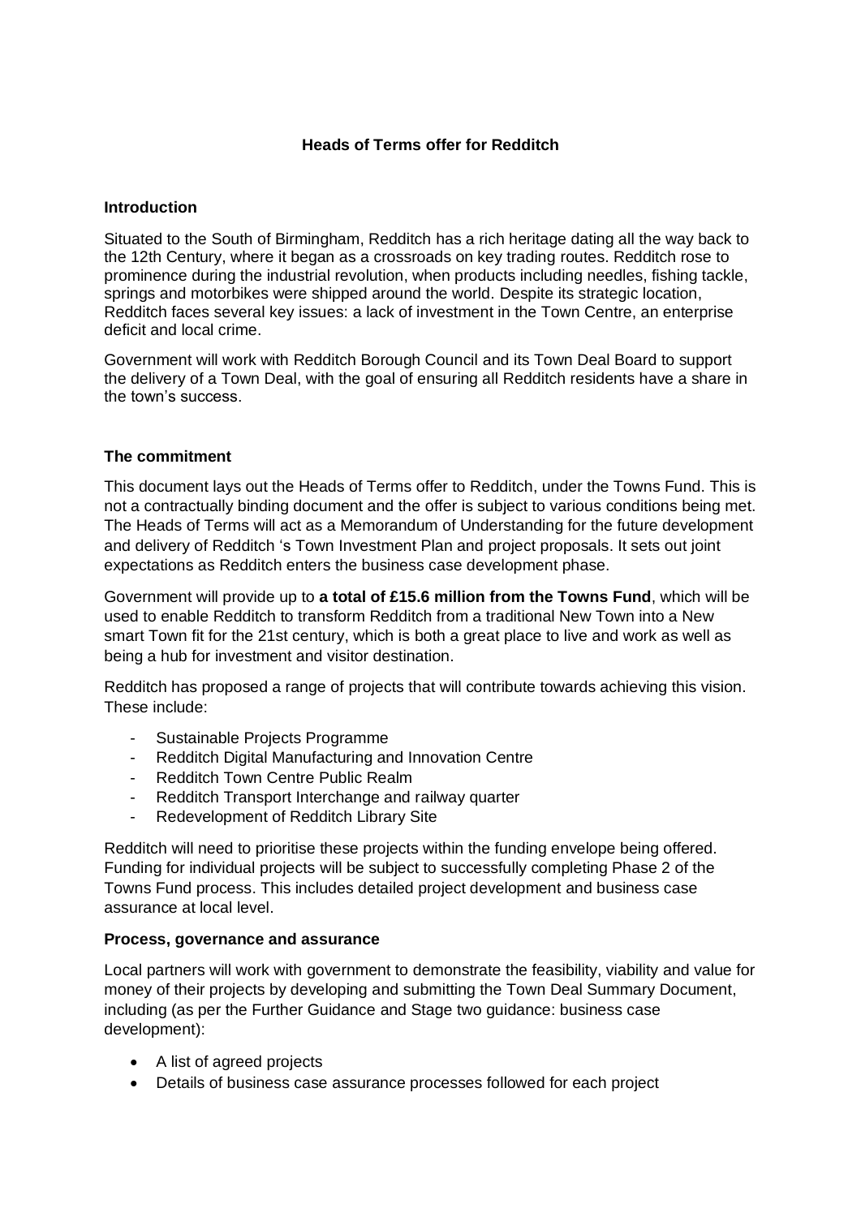## Heads of Terms offer for Redditch

### Introduction

Situated to the South of Birmingham, Redditch has a rich heritage dating all the way back to the 12th Century, where it began as a crossroads on key trading routes. Redditch rose to prominence during the industrial revolution, when products including needles, fishing tackle, springs and motorbikes were shipped around the world. Despite its strategic location, Redditch faces several key issues: a lack of investment in the Town Centre, an enterprise deficit and local crime.

Government will work with Redditch Borough Council and its Town Deal Board to support the delivery of a Town Deal, with the goal of ensuring all Redditch residents have a share in the town's success.

### The commitment

This document lays out the Heads of Terms offer to Redditch, under the Towns Fund. This is not a contractually binding document and the offer is subject to various conditions being met. The Heads of Terms will act as a Memorandum of Understanding for the future development and delivery of Redditch 's Town Investment Plan and project proposals. It sets out joint expectations as Redditch enters the business case development phase.

Government will provide up to **a total of £15.6 million from the Towns Fund**, which will be used to enable Redditch to transform Redditch from a traditional New Town into a New smart Town fit for the 21st century, which is both a great place to live and work as well as being a hub for investment and visitor destination.

Redditch has proposed a range of projects that will contribute towards achieving this vision. These include:

- Sustainable Projects Programme
- Redditch Digital Manufacturing and Innovation Centre
- Redditch Town Centre Public Realm
- Redditch Transport Interchange and railway quarter
- Redevelopment of Redditch Library Site

Redditch will need to prioritise these projects within the funding envelope being offered. Funding for individual projects will be subject to successfully completing Phase 2 of the Towns Fund process. This includes detailed project development and business case assurance at local level.

### Process, governance and assurance

Local partners will work with government to demonstrate the feasibility, viability and value for money of their projects by developing and submitting the Town Deal Summary Document, including (as per the Further Guidance and Stage two guidance: business case development):

- A list of agreed projects
- Details of business case assurance processes followed for each project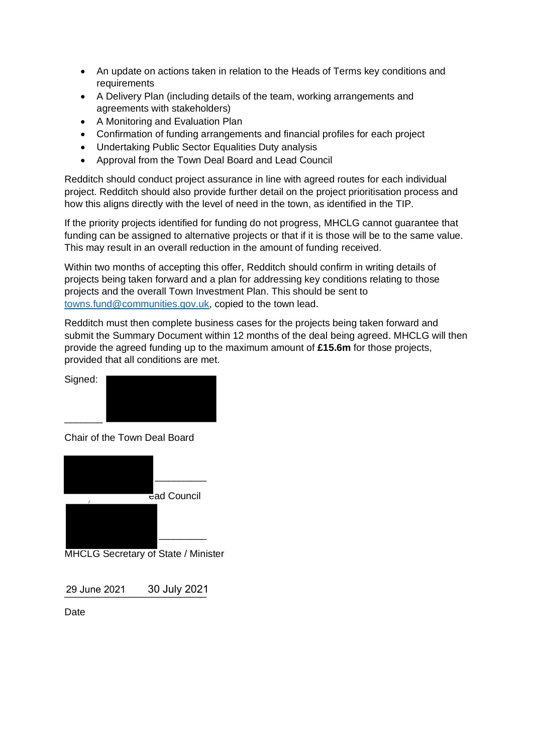- An update on actions taken in relation to the Heads of Terms key conditions and requirements
- A Delivery Plan (including details of the team, working arrangements and agreements with stakeholders)
- A Monitoring and Evaluation Plan
- Confirmation of funding arrangements and financial profiles for each project
- Undertaking Public Sector Equalities Duty analysis
- Approval from the Town Deal Board and Lead Council

Redditch should conduct project assurance in line with agreed routes for each individual project. Redditch should also provide further detail on the project prioritisation process and how this aligns directly with the level of need in the town, as identified in the TIP.

If the priority projects identified for funding do not progress, MHCLG cannot guarantee that funding can be assigned to alternative projects or that if it is those will be to the same value. This may result in an overall reduction in the amount of funding received.

Within two months of accepting this offer, Redditch should confirm in writing details of projects being taken forward and a plan for addressing key conditions relating to those projects and the overall Town Investment Plan. This should be sent to towns.fund@communities.gov.uk, copied to the town lead.

Redditch must then complete business cases for the projects being taken forward and submit the Summary Document within 12 months of the deal being agreed. MHCLG will then provide the agreed funding up to the maximum amount of **£15.6m** for those projects, provided that all conditions are met.

Signed: ________

Chair of the Town Deal Board

________

ead Council

________

MHCLG Secretary of State / Minister

29 June 2021 30 July 2021

Date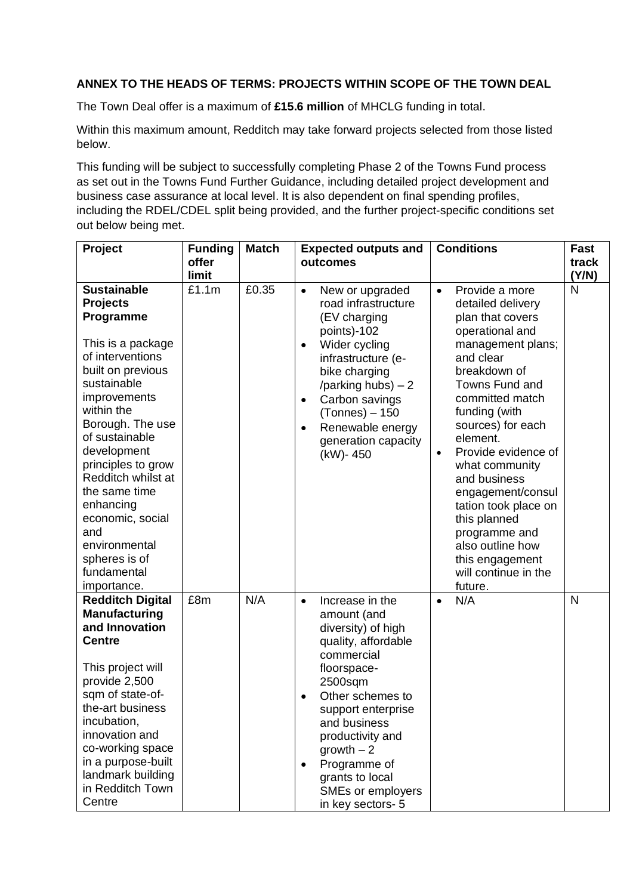**ANNEX TO THE HEADS OF TERMS: PROJECTS WITHIN SCOPE OF THE TOWN DEAL**

The Town Deal offer is a maximum of **£15.6 million** of MHCLG funding in total.

Within this maximum amount, Redditch may take forward projects selected from those listed below.

This funding will be subject to successfully completing Phase 2 of the Towns Fund process as set out in the Towns Fund Further Guidance, including detailed project development and business case assurance at local level. It is also dependent on final spending profiles, including the RDEL/CDEL split being provided, and the further project-specific conditions set out below being met.

| Project | Funding offer limit | Match | Expected outputs and outcomes | Conditions | Fast track (Y/N) |
|---|---|---|---|---|---|
| **Sustainable Projects Programme**<br><br>This is a package of interventions built on previous sustainable improvements within the Borough. The use of sustainable development principles to grow Redditch whilst at the same time enhancing economic, social and environmental spheres is of fundamental importance. | £1.1m | £0.35 | • New or upgraded road infrastructure (EV charging points)-102<br>• Wider cycling infrastructure (e-bike charging /parking hubs) – 2<br>• Carbon savings (Tonnes) – 150<br>• Renewable energy generation capacity (kW)- 450 | • Provide a more detailed delivery plan that covers operational and management plans; and clear breakdown of Towns Fund and committed match funding (with sources) for each element.<br>• Provide evidence of what community and business engagement/consultation took place on this planned programme and also outline how this engagement will continue in the future. | N |
| **Redditch Digital Manufacturing and Innovation Centre**<br><br>This project will provide 2,500 sqm of state-of-the-art business incubation, innovation and co-working space in a purpose-built landmark building in Redditch Town Centre | £8m | N/A | • Increase in the amount (and diversity) of high quality, affordable commercial floorspace-2500sqm<br>• Other schemes to support enterprise and business productivity and growth – 2<br>• Programme of grants to local SMEs or employers in key sectors- 5 | • N/A | N |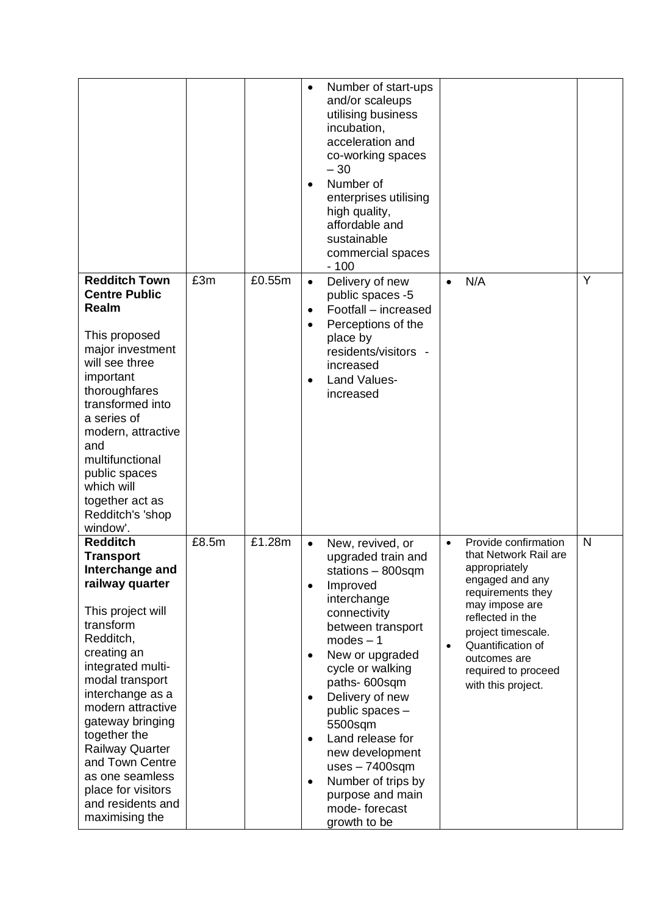| | | | | | |
|---|---|---|---|---|---|
| | | | • Number of start-ups and/or scaleups utilising business incubation, acceleration and co-working spaces – 30<br>• Number of enterprises utilising high quality, affordable and sustainable commercial spaces - 100 | | |
| **Redditch Town Centre Public Realm**<br><br>This proposed major investment will see three important thoroughfares transformed into a series of modern, attractive and multifunctional public spaces which will together act as Redditch's 'shop window'. | £3m | £0.55m | • Delivery of new public spaces -5<br>• Footfall – increased<br>• Perceptions of the place by residents/visitors - increased<br>• Land Values- increased | • N/A | Y |
| **Redditch Transport Interchange and railway quarter**<br><br>This project will transform Redditch, creating an integrated multi-modal transport interchange as a modern attractive gateway bringing together the Railway Quarter and Town Centre as one seamless place for visitors and residents and maximising the | £8.5m | £1.28m | • New, revived, or upgraded train and stations – 800sqm<br>• Improved interchange connectivity between transport modes – 1<br>• New or upgraded cycle or walking paths- 600sqm<br>• Delivery of new public spaces – 5500sqm<br>• Land release for new development uses – 7400sqm<br>• Number of trips by purpose and main mode- forecast growth to be | • Provide confirmation that Network Rail are appropriately engaged and any requirements they may impose are reflected in the project timescale.<br>• Quantification of outcomes are required to proceed with this project. | N |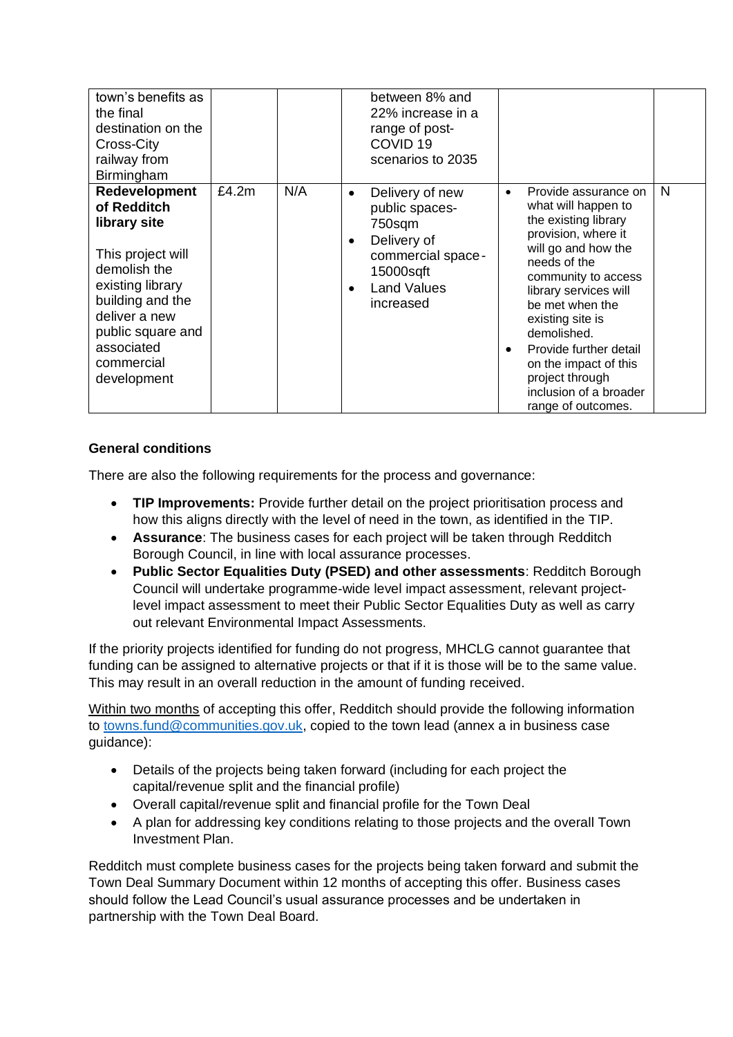| | | | | | |
|---|---|---|---|---|---|
| town's benefits as the final destination on the Cross-City railway from Birmingham | | | between 8% and 22% increase in a range of post-COVID 19 scenarios to 2035 | | |
| **Redevelopment of Redditch library site**<br><br>This project will demolish the existing library building and the deliver a new public square and associated commercial development | £4.2m | N/A | • Delivery of new public spaces- 750sqm<br>• Delivery of commercial space- 15000sqft<br>• Land Values increased | • Provide assurance on what will happen to the existing library provision, where it will go and how the needs of the community to access library services will be met when the existing site is demolished.<br>• Provide further detail on the impact of this project through inclusion of a broader range of outcomes. | N |

**General conditions**

There are also the following requirements for the process and governance:

- **TIP Improvements:** Provide further detail on the project prioritisation process and how this aligns directly with the level of need in the town, as identified in the TIP.
- **Assurance**: The business cases for each project will be taken through Redditch Borough Council, in line with local assurance processes.
- **Public Sector Equalities Duty (PSED) and other assessments**: Redditch Borough Council will undertake programme-wide level impact assessment, relevant project-level impact assessment to meet their Public Sector Equalities Duty as well as carry out relevant Environmental Impact Assessments.

If the priority projects identified for funding do not progress, MHCLG cannot guarantee that funding can be assigned to alternative projects or that if it is those will be to the same value. This may result in an overall reduction in the amount of funding received.

Within two months of accepting this offer, Redditch should provide the following information to towns.fund@communities.gov.uk, copied to the town lead (annex a in business case guidance):

- Details of the projects being taken forward (including for each project the capital/revenue split and the financial profile)
- Overall capital/revenue split and financial profile for the Town Deal
- A plan for addressing key conditions relating to those projects and the overall Town Investment Plan.

Redditch must complete business cases for the projects being taken forward and submit the Town Deal Summary Document within 12 months of accepting this offer. Business cases should follow the Lead Council's usual assurance processes and be undertaken in partnership with the Town Deal Board.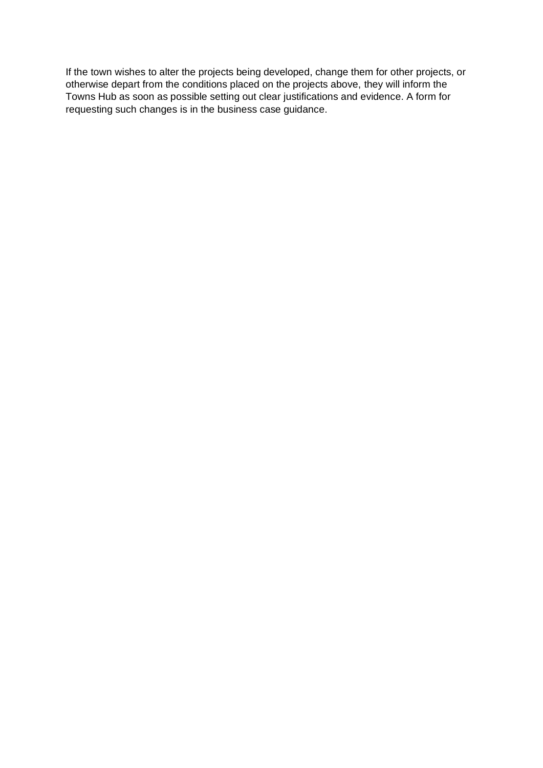If the town wishes to alter the projects being developed, change them for other projects, or otherwise depart from the conditions placed on the projects above, they will inform the Towns Hub as soon as possible setting out clear justifications and evidence. A form for requesting such changes is in the business case guidance.